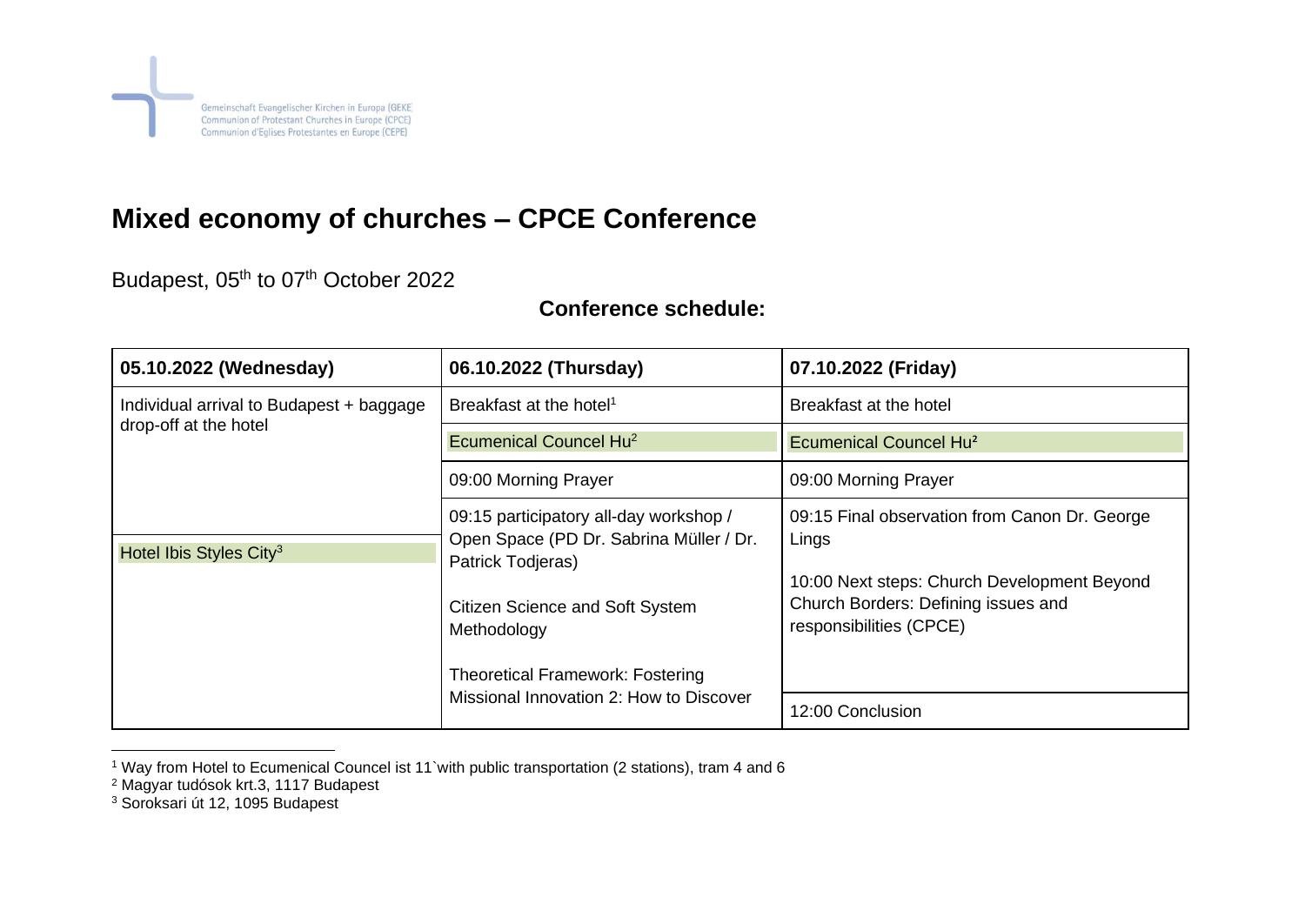Gemeinschaft Evangelischer Kirchen in Europa (GEKE)
Communion of Protestant Churches in Europe (CPCE)
Communion d'Eglises Protestantes en Europe (CEPE)

# Mixed economy of churches – CPCE Conference

Budapest, 05th to 07th October 2022

**Conference schedule:**

| **05.10.2022 (Wednesday)** | **06.10.2022 (Thursday)** | **07.10.2022 (Friday)** |
|---|---|---|
| Individual arrival to Budapest + baggage drop-off at the hotel | Breakfast at the hotel[1] | Breakfast at the hotel |
| | Ecumenical Councel Hu[2] | Ecumenical Councel Hu² |
| | 09:00 Morning Prayer | 09:00 Morning Prayer |
| Hotel Ibis Styles City[3] | 09:15 participatory all-day workshop / Open Space (PD Dr. Sabrina Müller / Dr. Patrick Todjeras)<br><br>Citizen Science and Soft System Methodology<br><br>Theoretical Framework: Fostering Missional Innovation 2: How to Discover | 09:15 Final observation from Canon Dr. George Lings<br><br>10:00 Next steps: Church Development Beyond Church Borders: Defining issues and responsibilities (CPCE) |
| | | 12:00 Conclusion |

[1] Way from Hotel to Ecumenical Councel ist 11`with public transportation (2 stations), tram 4 and 6

[2] Magyar tudósok krt.3, 1117 Budapest

[3] Soroksari út 12, 1095 Budapest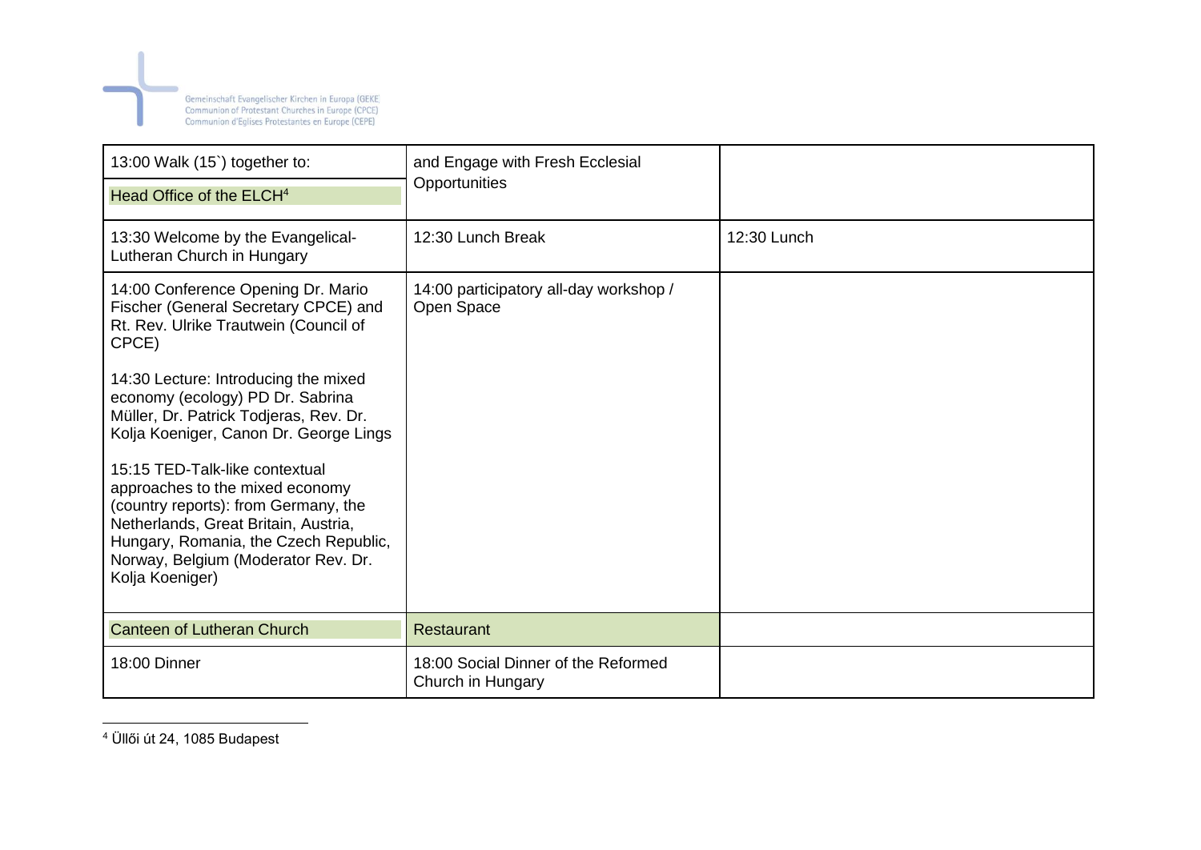| 13:00 Walk (15`) together to:<br>Head Office of the ELCH[4] | and Engage with Fresh Ecclesial Opportunities | |
|---|---|---|
| 13:30 Welcome by the Evangelical-Lutheran Church in Hungary | 12:30 Lunch Break | 12:30 Lunch |
| 14:00 Conference Opening Dr. Mario Fischer (General Secretary CPCE) and Rt. Rev. Ulrike Trautwein (Council of CPCE)<br><br>14:30 Lecture: Introducing the mixed economy (ecology) PD Dr. Sabrina Müller, Dr. Patrick Todjeras, Rev. Dr. Kolja Koeniger, Canon Dr. George Lings<br><br>15:15 TED-Talk-like contextual approaches to the mixed economy (country reports): from Germany, the Netherlands, Great Britain, Austria, Hungary, Romania, the Czech Republic, Norway, Belgium (Moderator Rev. Dr. Kolja Koeniger) | 14:00 participatory all-day workshop / Open Space | |
| Canteen of Lutheran Church | Restaurant | |
| 18:00 Dinner | 18:00 Social Dinner of the Reformed Church in Hungary | |

[4] Üllői út 24, 1085 Budapest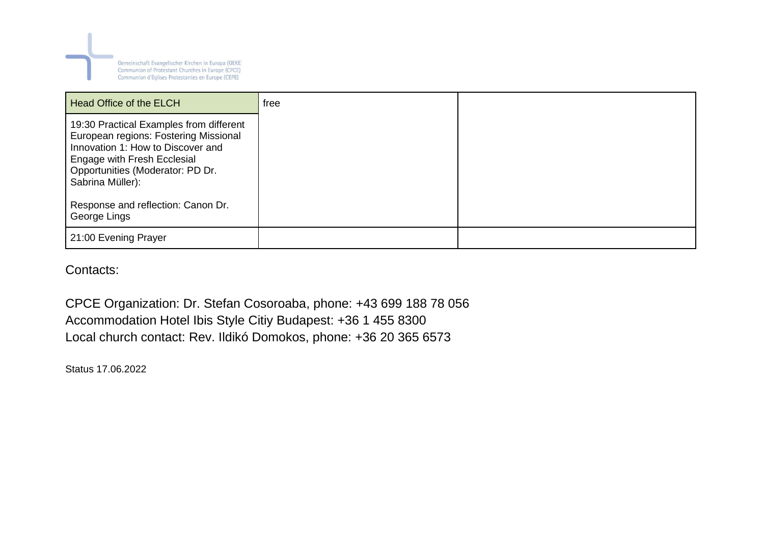| | | |
|---|---|---|
| Head Office of the ELCH | free | |
| 19:30 Practical Examples from different European regions: Fostering Missional Innovation 1: How to Discover and Engage with Fresh Ecclesial Opportunities (Moderator: PD Dr. Sabrina Müller):<br><br>Response and reflection: Canon Dr. George Lings | | |
| 21:00 Evening Prayer | | |

Contacts:

CPCE Organization: Dr. Stefan Cosoroaba, phone: +43 699 188 78 056
Accommodation Hotel Ibis Style Citiy Budapest: +36 1 455 8300
Local church contact: Rev. Ildikó Domokos, phone: +36 20 365 6573

Status 17.06.2022